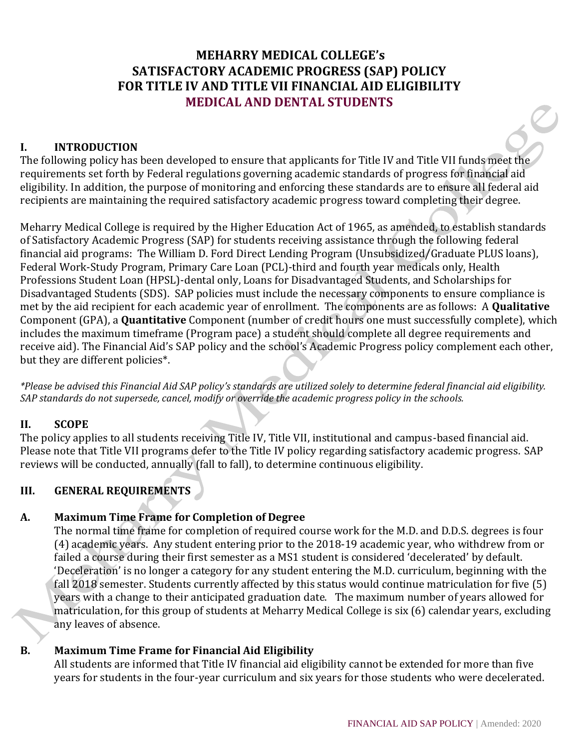# MEHARRY MEDICAL COLLEGE's SATISFACTORY ACADEMIC PROGRESS (SAP) POLICY FOR TITLE IV AND TITLE VII FINANCIAL AID ELIGIBILITY

## MEDICAL AND DENTAL STUDENTS

## I. INTRODUCTION

The following policy has been developed to ensure that applicants for Title IV and Title VII funds meet the requirements set forth by Federal regulations governing academic standards of progress for financial aid eligibility. In addition, the purpose of monitoring and enforcing these standards are to ensure all federal aid recipients are maintaining the required satisfactory academic progress toward completing their degree.

Meharry Medical College is required by the Higher Education Act of 1965, as amended, to establish standards of Satisfactory Academic Progress (SAP) for students receiving assistance through the following federal financial aid programs: The William D. Ford Direct Lending Program (Unsubsidized/Graduate PLUS loans), Federal Work-Study Program, Primary Care Loan (PCL)-third and fourth year medicals only, Health Professions Student Loan (HPSL)-dental only, Loans for Disadvantaged Students, and Scholarships for Disadvantaged Students (SDS). SAP policies must include the necessary components to ensure compliance is met by the aid recipient for each academic year of enrollment. The components are as follows: A **Qualitative** Component (GPA), a **Quantitative** Component (number of credit hours one must successfully complete), which includes the maximum timeframe (Program pace) a student should complete all degree requirements and receive aid). The Financial Aid's SAP policy and the school's Academic Progress policy complement each other, but they are different policies*.

*\*Please be advised this Financial Aid SAP policy's standards are utilized solely to determine federal financial aid eligibility. SAP standards do not supersede, cancel, modify or override the academic progress policy in the schools.*

## II. SCOPE

The policy applies to all students receiving Title IV, Title VII, institutional and campus-based financial aid. Please note that Title VII programs defer to the Title IV policy regarding satisfactory academic progress. SAP reviews will be conducted, annually (fall to fall), to determine continuous eligibility.

## III. GENERAL REQUIREMENTS

### A. Maximum Time Frame for Completion of Degree

The normal time frame for completion of required course work for the M.D. and D.D.S. degrees is four (4) academic years. Any student entering prior to the 2018-19 academic year, who withdrew from or failed a course during their first semester as a MS1 student is considered 'decelerated' by default. 'Deceleration' is no longer a category for any student entering the M.D. curriculum, beginning with the fall 2018 semester. Students currently affected by this status would continue matriculation for five (5) years with a change to their anticipated graduation date. The maximum number of years allowed for matriculation, for this group of students at Meharry Medical College is six (6) calendar years, excluding any leaves of absence.

### B. Maximum Time Frame for Financial Aid Eligibility

All students are informed that Title IV financial aid eligibility cannot be extended for more than five years for students in the four-year curriculum and six years for those students who were decelerated.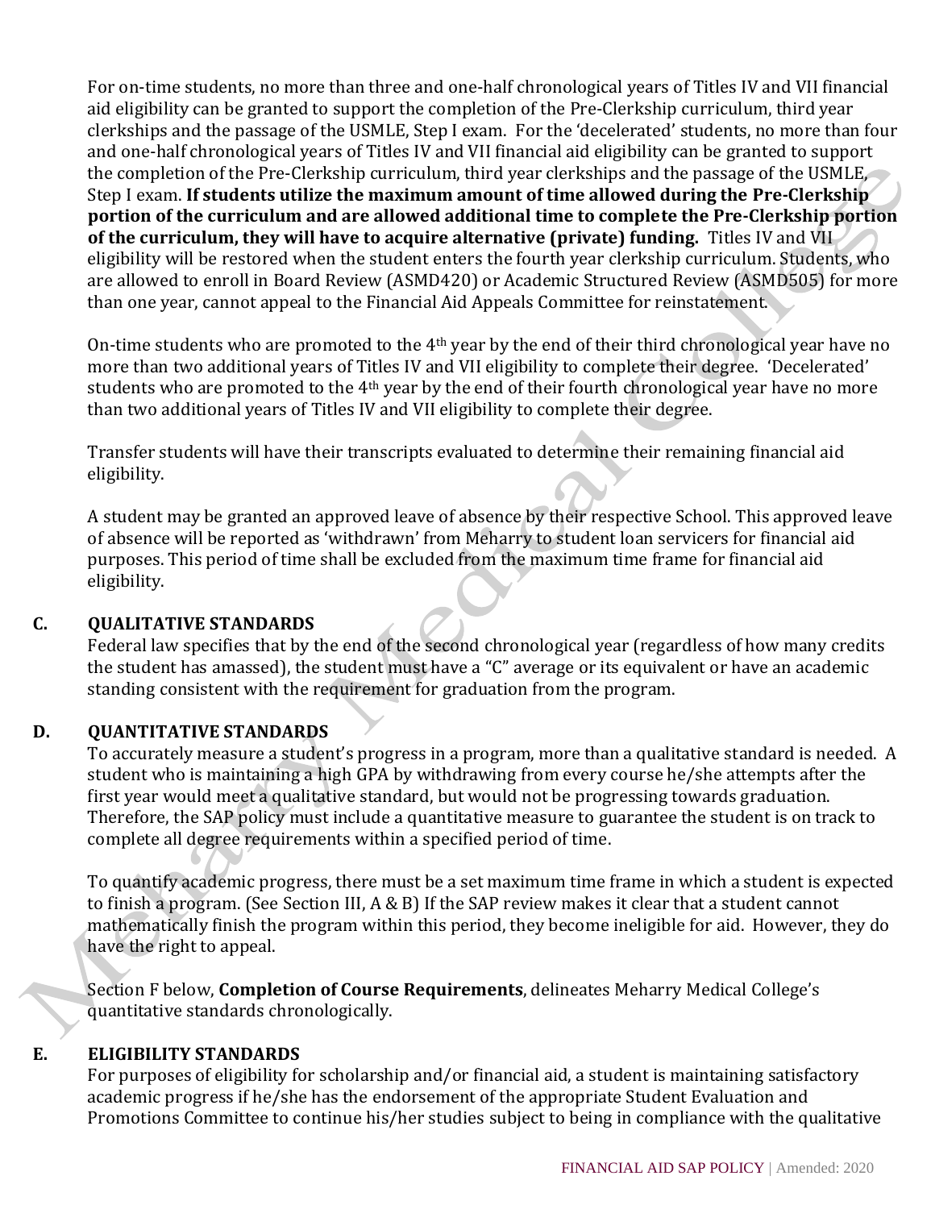For on-time students, no more than three and one-half chronological years of Titles IV and VII financial aid eligibility can be granted to support the completion of the Pre-Clerkship curriculum, third year clerkships and the passage of the USMLE, Step I exam. For the 'decelerated' students, no more than four and one-half chronological years of Titles IV and VII financial aid eligibility can be granted to support the completion of the Pre-Clerkship curriculum, third year clerkships and the passage of the USMLE, Step I exam. **If students utilize the maximum amount of time allowed during the Pre-Clerkship portion of the curriculum and are allowed additional time to complete the Pre-Clerkship portion of the curriculum, they will have to acquire alternative (private) funding.** Titles IV and VII eligibility will be restored when the student enters the fourth year clerkship curriculum. Students, who are allowed to enroll in Board Review (ASMD420) or Academic Structured Review (ASMD505) for more than one year, cannot appeal to the Financial Aid Appeals Committee for reinstatement.

On-time students who are promoted to the 4th year by the end of their third chronological year have no more than two additional years of Titles IV and VII eligibility to complete their degree. 'Decelerated' students who are promoted to the 4th year by the end of their fourth chronological year have no more than two additional years of Titles IV and VII eligibility to complete their degree.

Transfer students will have their transcripts evaluated to determine their remaining financial aid eligibility.

A student may be granted an approved leave of absence by their respective School. This approved leave of absence will be reported as 'withdrawn' from Meharry to student loan servicers for financial aid purposes. This period of time shall be excluded from the maximum time frame for financial aid eligibility.

## C. QUALITATIVE STANDARDS

Federal law specifies that by the end of the second chronological year (regardless of how many credits the student has amassed), the student must have a "C" average or its equivalent or have an academic standing consistent with the requirement for graduation from the program.

## D. QUANTITATIVE STANDARDS

To accurately measure a student's progress in a program, more than a qualitative standard is needed. A student who is maintaining a high GPA by withdrawing from every course he/she attempts after the first year would meet a qualitative standard, but would not be progressing towards graduation. Therefore, the SAP policy must include a quantitative measure to guarantee the student is on track to complete all degree requirements within a specified period of time.

To quantify academic progress, there must be a set maximum time frame in which a student is expected to finish a program. (See Section III, A & B) If the SAP review makes it clear that a student cannot mathematically finish the program within this period, they become ineligible for aid. However, they do have the right to appeal.

Section F below, **Completion of Course Requirements**, delineates Meharry Medical College's quantitative standards chronologically.

## E. ELIGIBILITY STANDARDS

For purposes of eligibility for scholarship and/or financial aid, a student is maintaining satisfactory academic progress if he/she has the endorsement of the appropriate Student Evaluation and Promotions Committee to continue his/her studies subject to being in compliance with the qualitative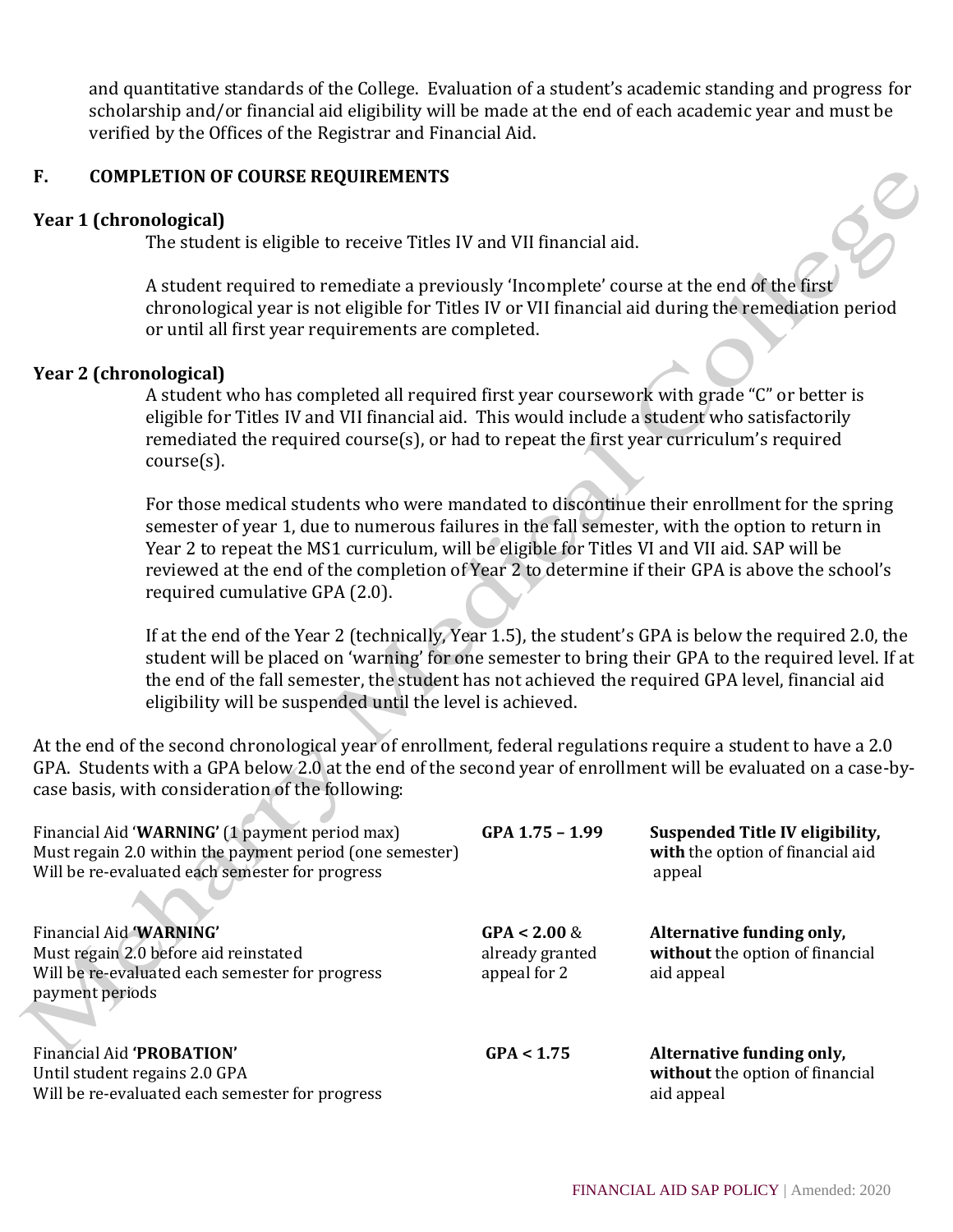and quantitative standards of the College. Evaluation of a student's academic standing and progress for scholarship and/or financial aid eligibility will be made at the end of each academic year and must be verified by the Offices of the Registrar and Financial Aid.

## F. COMPLETION OF COURSE REQUIREMENTS

**Year 1 (chronological)**

The student is eligible to receive Titles IV and VII financial aid.

A student required to remediate a previously 'Incomplete' course at the end of the first chronological year is not eligible for Titles IV or VII financial aid during the remediation period or until all first year requirements are completed.

**Year 2 (chronological)**

A student who has completed all required first year coursework with grade "C" or better is eligible for Titles IV and VII financial aid. This would include a student who satisfactorily remediated the required course(s), or had to repeat the first year curriculum's required course(s).

For those medical students who were mandated to discontinue their enrollment for the spring semester of year 1, due to numerous failures in the fall semester, with the option to return in Year 2 to repeat the MS1 curriculum, will be eligible for Titles VI and VII aid. SAP will be reviewed at the end of the completion of Year 2 to determine if their GPA is above the school's required cumulative GPA (2.0).

If at the end of the Year 2 (technically, Year 1.5), the student's GPA is below the required 2.0, the student will be placed on 'warning' for one semester to bring their GPA to the required level. If at the end of the fall semester, the student has not achieved the required GPA level, financial aid eligibility will be suspended until the level is achieved.

At the end of the second chronological year of enrollment, federal regulations require a student to have a 2.0 GPA. Students with a GPA below 2.0 at the end of the second year of enrollment will be evaluated on a case-by-case basis, with consideration of the following:

| | | |
|---|---|---|
| Financial Aid '**WARNING**' (1 payment period max)<br>Must regain 2.0 within the payment period (one semester)<br>Will be re-evaluated each semester for progress | **GPA 1.75 – 1.99** | **Suspended Title IV eligibility, with** the option of financial aid appeal |
| Financial Aid **'WARNING'**<br>Must regain 2.0 before aid reinstated<br>Will be re-evaluated each semester for progress payment periods | **GPA < 2.00** & already granted appeal for 2 | **Alternative funding only, without** the option of financial aid appeal |
| Financial Aid **'PROBATION'**<br>Until student regains 2.0 GPA<br>Will be re-evaluated each semester for progress | **GPA < 1.75** | **Alternative funding only, without** the option of financial aid appeal |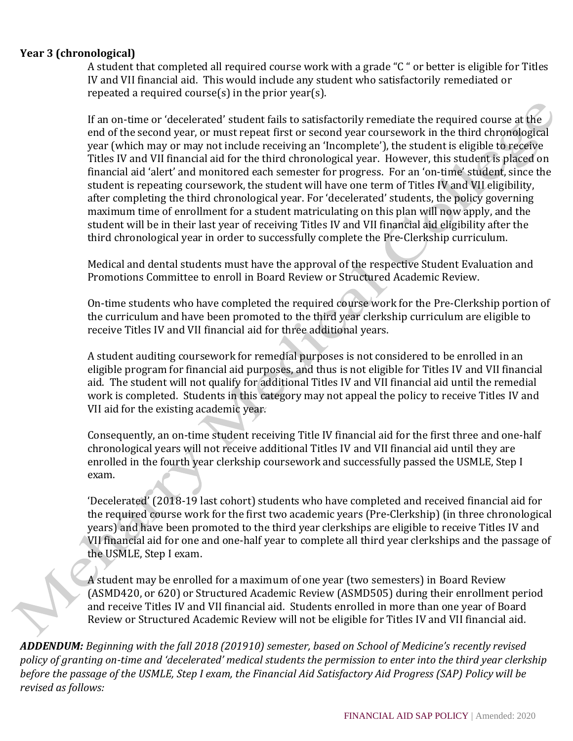**Year 3 (chronological)**

A student that completed all required course work with a grade "C " or better is eligible for Titles IV and VII financial aid. This would include any student who satisfactorily remediated or repeated a required course(s) in the prior year(s).

If an on-time or 'decelerated' student fails to satisfactorily remediate the required course at the end of the second year, or must repeat first or second year coursework in the third chronological year (which may or may not include receiving an 'Incomplete'), the student is eligible to receive Titles IV and VII financial aid for the third chronological year. However, this student is placed on financial aid 'alert' and monitored each semester for progress. For an 'on-time' student, since the student is repeating coursework, the student will have one term of Titles IV and VII eligibility, after completing the third chronological year. For 'decelerated' students, the policy governing maximum time of enrollment for a student matriculating on this plan will now apply, and the student will be in their last year of receiving Titles IV and VII financial aid eligibility after the third chronological year in order to successfully complete the Pre-Clerkship curriculum.

Medical and dental students must have the approval of the respective Student Evaluation and Promotions Committee to enroll in Board Review or Structured Academic Review.

On-time students who have completed the required course work for the Pre-Clerkship portion of the curriculum and have been promoted to the third year clerkship curriculum are eligible to receive Titles IV and VII financial aid for three additional years.

A student auditing coursework for remedial purposes is not considered to be enrolled in an eligible program for financial aid purposes, and thus is not eligible for Titles IV and VII financial aid. The student will not qualify for additional Titles IV and VII financial aid until the remedial work is completed. Students in this category may not appeal the policy to receive Titles IV and VII aid for the existing academic year.

Consequently, an on-time student receiving Title IV financial aid for the first three and one-half chronological years will not receive additional Titles IV and VII financial aid until they are enrolled in the fourth year clerkship coursework and successfully passed the USMLE, Step I exam.

'Decelerated' (2018-19 last cohort) students who have completed and received financial aid for the required course work for the first two academic years (Pre-Clerkship) (in three chronological years) and have been promoted to the third year clerkships are eligible to receive Titles IV and VII financial aid for one and one-half year to complete all third year clerkships and the passage of the USMLE, Step I exam.

A student may be enrolled for a maximum of one year (two semesters) in Board Review (ASMD420, or 620) or Structured Academic Review (ASMD505) during their enrollment period and receive Titles IV and VII financial aid. Students enrolled in more than one year of Board Review or Structured Academic Review will not be eligible for Titles IV and VII financial aid.

***ADDENDUM:*** *Beginning with the fall 2018 (201910) semester, based on School of Medicine's recently revised policy of granting on-time and 'decelerated' medical students the permission to enter into the third year clerkship before the passage of the USMLE, Step I exam, the Financial Aid Satisfactory Aid Progress (SAP) Policy will be revised as follows:*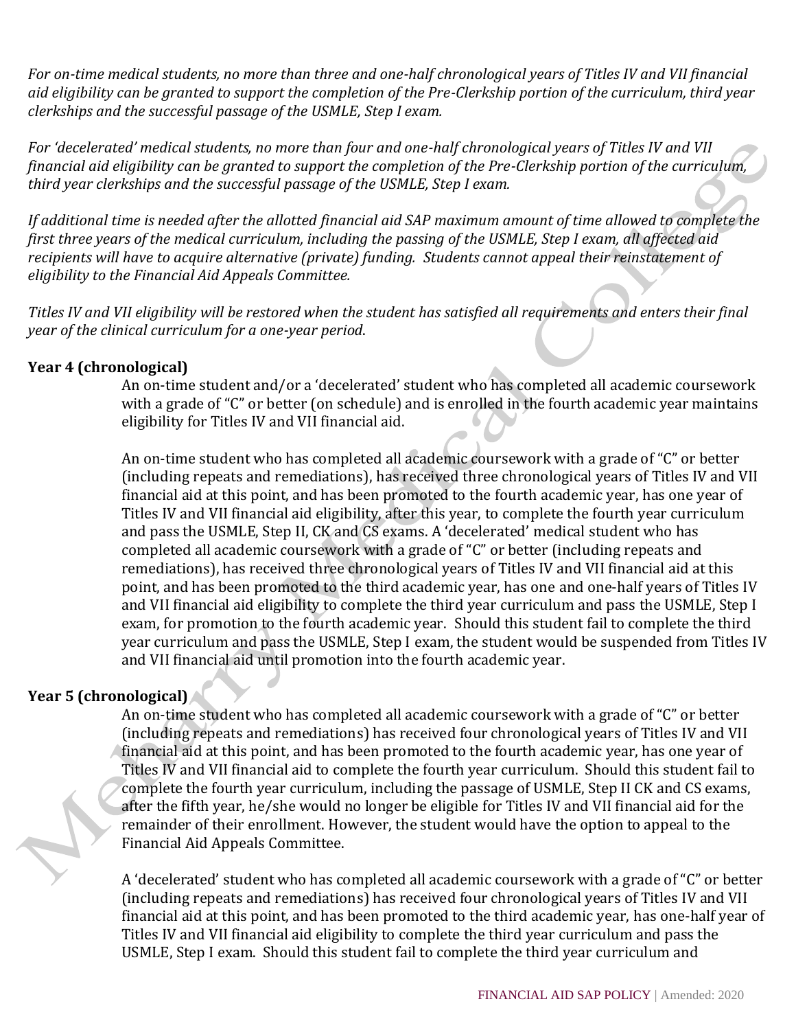*For on-time medical students, no more than three and one-half chronological years of Titles IV and VII financial aid eligibility can be granted to support the completion of the Pre-Clerkship portion of the curriculum, third year clerkships and the successful passage of the USMLE, Step I exam.*

*For 'decelerated' medical students, no more than four and one-half chronological years of Titles IV and VII financial aid eligibility can be granted to support the completion of the Pre-Clerkship portion of the curriculum, third year clerkships and the successful passage of the USMLE, Step I exam.*

*If additional time is needed after the allotted financial aid SAP maximum amount of time allowed to complete the first three years of the medical curriculum, including the passing of the USMLE, Step I exam, all affected aid recipients will have to acquire alternative (private) funding. Students cannot appeal their reinstatement of eligibility to the Financial Aid Appeals Committee.*

*Titles IV and VII eligibility will be restored when the student has satisfied all requirements and enters their final year of the clinical curriculum for a one-year period.*

**Year 4 (chronological)**

An on-time student and/or a 'decelerated' student who has completed all academic coursework with a grade of "C" or better (on schedule) and is enrolled in the fourth academic year maintains eligibility for Titles IV and VII financial aid.

An on-time student who has completed all academic coursework with a grade of "C" or better (including repeats and remediations), has received three chronological years of Titles IV and VII financial aid at this point, and has been promoted to the fourth academic year, has one year of Titles IV and VII financial aid eligibility, after this year, to complete the fourth year curriculum and pass the USMLE, Step II, CK and CS exams. A 'decelerated' medical student who has completed all academic coursework with a grade of "C" or better (including repeats and remediations), has received three chronological years of Titles IV and VII financial aid at this point, and has been promoted to the third academic year, has one and one-half years of Titles IV and VII financial aid eligibility to complete the third year curriculum and pass the USMLE, Step I exam, for promotion to the fourth academic year. Should this student fail to complete the third year curriculum and pass the USMLE, Step I exam, the student would be suspended from Titles IV and VII financial aid until promotion into the fourth academic year.

**Year 5 (chronological)**

An on-time student who has completed all academic coursework with a grade of "C" or better (including repeats and remediations) has received four chronological years of Titles IV and VII financial aid at this point, and has been promoted to the fourth academic year, has one year of Titles IV and VII financial aid to complete the fourth year curriculum. Should this student fail to complete the fourth year curriculum, including the passage of USMLE, Step II CK and CS exams, after the fifth year, he/she would no longer be eligible for Titles IV and VII financial aid for the remainder of their enrollment. However, the student would have the option to appeal to the Financial Aid Appeals Committee.

A 'decelerated' student who has completed all academic coursework with a grade of "C" or better (including repeats and remediations) has received four chronological years of Titles IV and VII financial aid at this point, and has been promoted to the third academic year, has one-half year of Titles IV and VII financial aid eligibility to complete the third year curriculum and pass the USMLE, Step I exam. Should this student fail to complete the third year curriculum and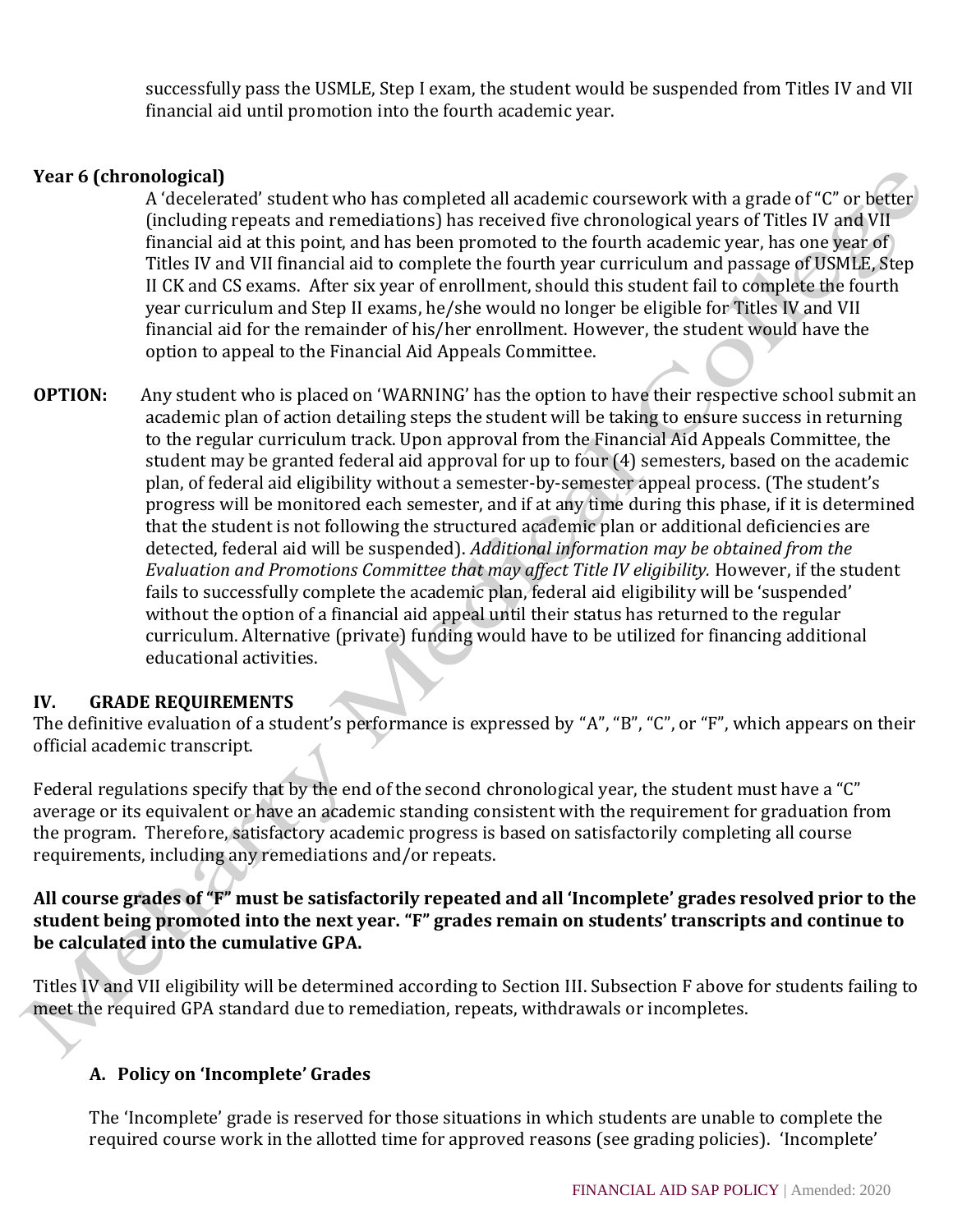successfully pass the USMLE, Step I exam, the student would be suspended from Titles IV and VII financial aid until promotion into the fourth academic year.

**Year 6 (chronological)**

A 'decelerated' student who has completed all academic coursework with a grade of "C" or better (including repeats and remediations) has received five chronological years of Titles IV and VII financial aid at this point, and has been promoted to the fourth academic year, has one year of Titles IV and VII financial aid to complete the fourth year curriculum and passage of USMLE, Step II CK and CS exams. After six year of enrollment, should this student fail to complete the fourth year curriculum and Step II exams, he/she would no longer be eligible for Titles IV and VII financial aid for the remainder of his/her enrollment. However, the student would have the option to appeal to the Financial Aid Appeals Committee.

**OPTION:** Any student who is placed on 'WARNING' has the option to have their respective school submit an academic plan of action detailing steps the student will be taking to ensure success in returning to the regular curriculum track. Upon approval from the Financial Aid Appeals Committee, the student may be granted federal aid approval for up to four (4) semesters, based on the academic plan, of federal aid eligibility without a semester-by-semester appeal process. (The student's progress will be monitored each semester, and if at any time during this phase, if it is determined that the student is not following the structured academic plan or additional deficiencies are detected, federal aid will be suspended). *Additional information may be obtained from the Evaluation and Promotions Committee that may affect Title IV eligibility.* However, if the student fails to successfully complete the academic plan, federal aid eligibility will be 'suspended' without the option of a financial aid appeal until their status has returned to the regular curriculum. Alternative (private) funding would have to be utilized for financing additional educational activities.

## IV. GRADE REQUIREMENTS

The definitive evaluation of a student's performance is expressed by "A", "B", "C", or "F", which appears on their official academic transcript.

Federal regulations specify that by the end of the second chronological year, the student must have a "C" average or its equivalent or have an academic standing consistent with the requirement for graduation from the program. Therefore, satisfactory academic progress is based on satisfactorily completing all course requirements, including any remediations and/or repeats.

**All course grades of "F" must be satisfactorily repeated and all 'Incomplete' grades resolved prior to the student being promoted into the next year. "F" grades remain on students' transcripts and continue to be calculated into the cumulative GPA.**

Titles IV and VII eligibility will be determined according to Section III. Subsection F above for students failing to meet the required GPA standard due to remediation, repeats, withdrawals or incompletes.

### A. Policy on 'Incomplete' Grades

The 'Incomplete' grade is reserved for those situations in which students are unable to complete the required course work in the allotted time for approved reasons (see grading policies). 'Incomplete'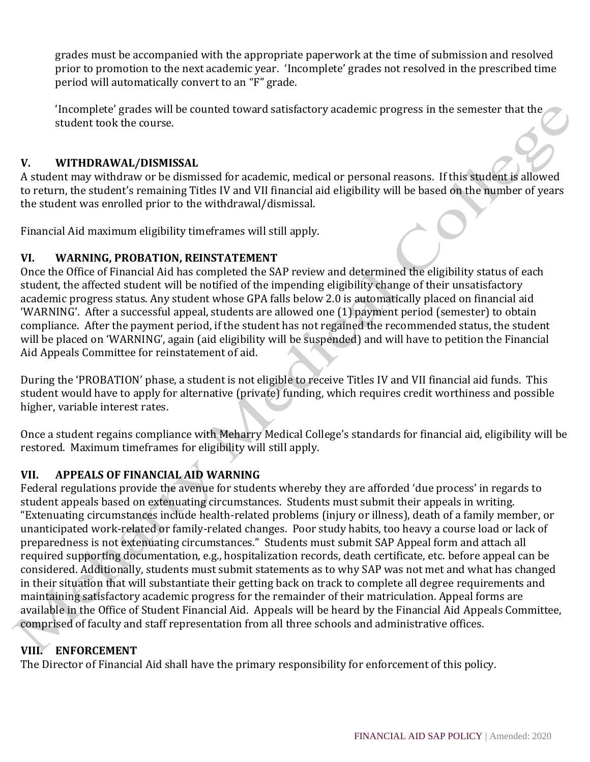grades must be accompanied with the appropriate paperwork at the time of submission and resolved prior to promotion to the next academic year. 'Incomplete' grades not resolved in the prescribed time period will automatically convert to an "F" grade.

'Incomplete' grades will be counted toward satisfactory academic progress in the semester that the student took the course.

## V. WITHDRAWAL/DISMISSAL

A student may withdraw or be dismissed for academic, medical or personal reasons. If this student is allowed to return, the student's remaining Titles IV and VII financial aid eligibility will be based on the number of years the student was enrolled prior to the withdrawal/dismissal.

Financial Aid maximum eligibility timeframes will still apply.

## VI. WARNING, PROBATION, REINSTATEMENT

Once the Office of Financial Aid has completed the SAP review and determined the eligibility status of each student, the affected student will be notified of the impending eligibility change of their unsatisfactory academic progress status. Any student whose GPA falls below 2.0 is automatically placed on financial aid 'WARNING'. After a successful appeal, students are allowed one (1) payment period (semester) to obtain compliance. After the payment period, if the student has not regained the recommended status, the student will be placed on 'WARNING', again (aid eligibility will be suspended) and will have to petition the Financial Aid Appeals Committee for reinstatement of aid.

During the 'PROBATION' phase, a student is not eligible to receive Titles IV and VII financial aid funds. This student would have to apply for alternative (private) funding, which requires credit worthiness and possible higher, variable interest rates.

Once a student regains compliance with Meharry Medical College's standards for financial aid, eligibility will be restored. Maximum timeframes for eligibility will still apply.

## VII. APPEALS OF FINANCIAL AID WARNING

Federal regulations provide the avenue for students whereby they are afforded 'due process' in regards to student appeals based on extenuating circumstances. Students must submit their appeals in writing. "Extenuating circumstances include health-related problems (injury or illness), death of a family member, or unanticipated work-related or family-related changes. Poor study habits, too heavy a course load or lack of preparedness is not extenuating circumstances." Students must submit SAP Appeal form and attach all required supporting documentation, e.g., hospitalization records, death certificate, etc. before appeal can be considered. Additionally, students must submit statements as to why SAP was not met and what has changed in their situation that will substantiate their getting back on track to complete all degree requirements and maintaining satisfactory academic progress for the remainder of their matriculation. Appeal forms are available in the Office of Student Financial Aid. Appeals will be heard by the Financial Aid Appeals Committee, comprised of faculty and staff representation from all three schools and administrative offices.

## VIII. ENFORCEMENT

The Director of Financial Aid shall have the primary responsibility for enforcement of this policy.